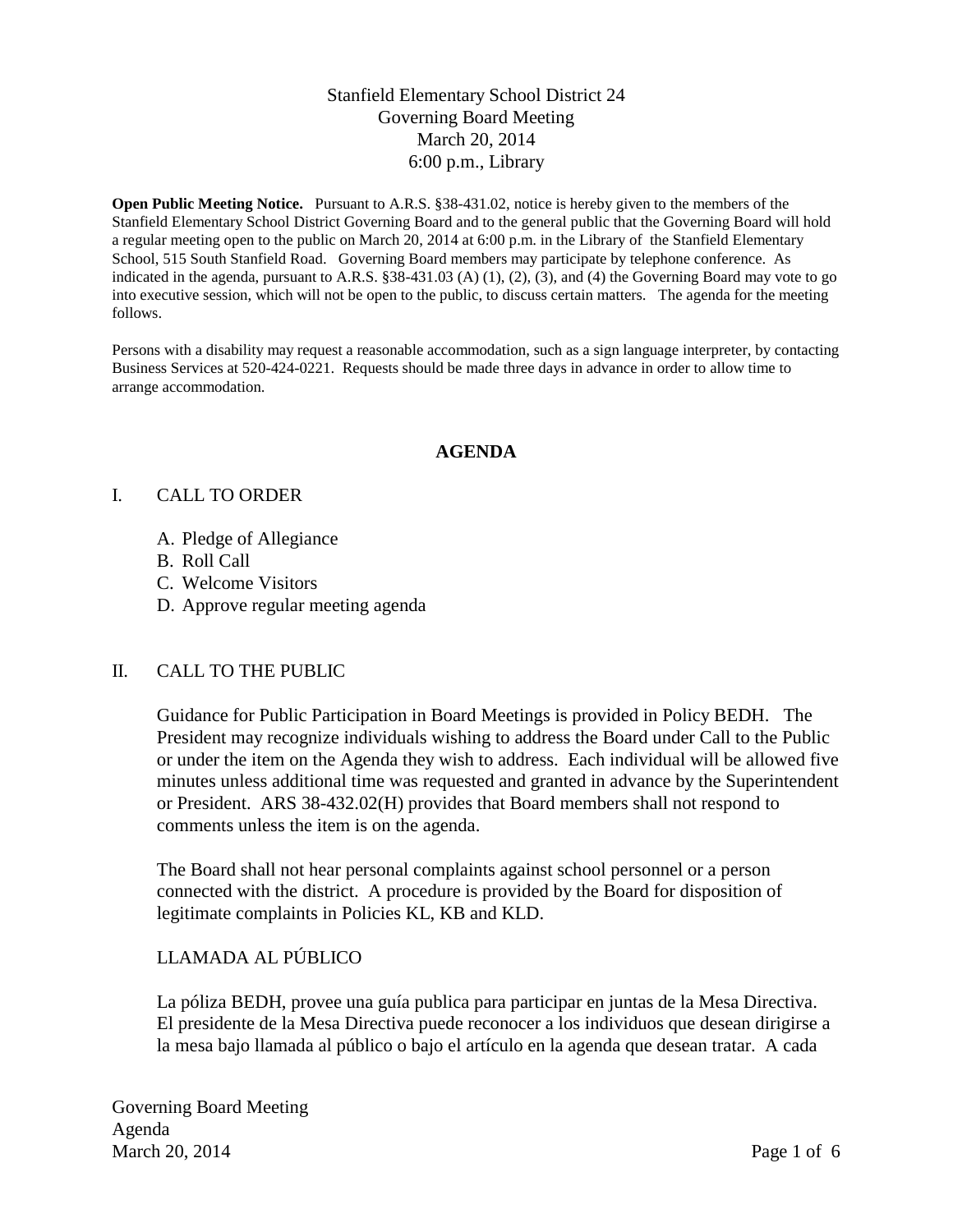Stanfield Elementary School District 24
Governing Board Meeting
March 20, 2014
6:00 p.m., Library

**Open Public Meeting Notice.** Pursuant to A.R.S. §38-431.02, notice is hereby given to the members of the Stanfield Elementary School District Governing Board and to the general public that the Governing Board will hold a regular meeting open to the public on March 20, 2014 at 6:00 p.m. in the Library of the Stanfield Elementary School, 515 South Stanfield Road. Governing Board members may participate by telephone conference. As indicated in the agenda, pursuant to A.R.S. §38-431.03 (A) (1), (2), (3), and (4) the Governing Board may vote to go into executive session, which will not be open to the public, to discuss certain matters. The agenda for the meeting follows.

Persons with a disability may request a reasonable accommodation, such as a sign language interpreter, by contacting Business Services at 520-424-0221. Requests should be made three days in advance in order to allow time to arrange accommodation.

## AGENDA

I. CALL TO ORDER

A. Pledge of Allegiance
B. Roll Call
C. Welcome Visitors
D. Approve regular meeting agenda

II. CALL TO THE PUBLIC

Guidance for Public Participation in Board Meetings is provided in Policy BEDH. The President may recognize individuals wishing to address the Board under Call to the Public or under the item on the Agenda they wish to address. Each individual will be allowed five minutes unless additional time was requested and granted in advance by the Superintendent or President. ARS 38-432.02(H) provides that Board members shall not respond to comments unless the item is on the agenda.

The Board shall not hear personal complaints against school personnel or a person connected with the district. A procedure is provided by the Board for disposition of legitimate complaints in Policies KL, KB and KLD.

LLAMADA AL PÚBLICO

La póliza BEDH, provee una guía publica para participar en juntas de la Mesa Directiva. El presidente de la Mesa Directiva puede reconocer a los individuos que desean dirigirse a la mesa bajo llamada al público o bajo el artículo en la agenda que desean tratar. A cada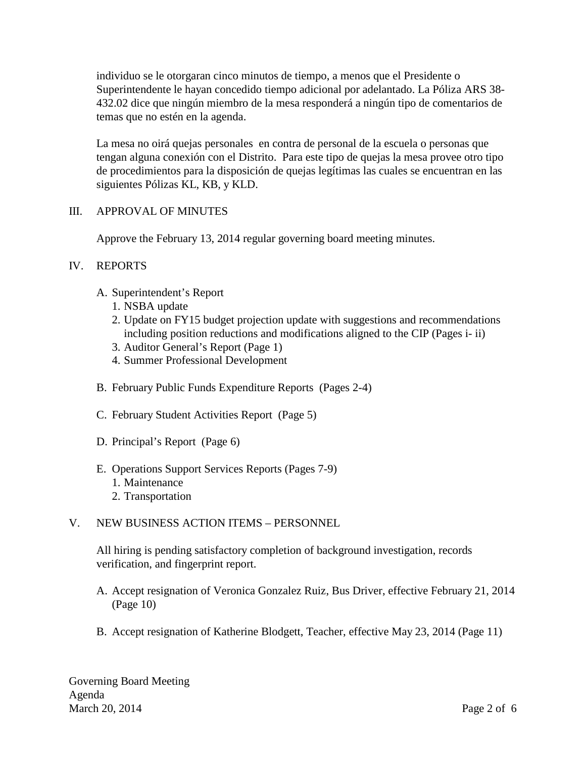individuo se le otorgaran cinco minutos de tiempo, a menos que el Presidente o Superintendente le hayan concedido tiempo adicional por adelantado. La Póliza ARS 38-432.02 dice que ningún miembro de la mesa responderá a ningún tipo de comentarios de temas que no estén en la agenda.

La mesa no oirá quejas personales en contra de personal de la escuela o personas que tengan alguna conexión con el Distrito. Para este tipo de quejas la mesa provee otro tipo de procedimientos para la disposición de quejas legítimas las cuales se encuentran en las siguientes Pólizas KL, KB, y KLD.

III. APPROVAL OF MINUTES

Approve the February 13, 2014 regular governing board meeting minutes.

IV. REPORTS

A. Superintendent's Report
   1. NSBA update
   2. Update on FY15 budget projection update with suggestions and recommendations including position reductions and modifications aligned to the CIP (Pages i- ii)
   3. Auditor General's Report (Page 1)
   4. Summer Professional Development

B. February Public Funds Expenditure Reports (Pages 2-4)

C. February Student Activities Report (Page 5)

D. Principal's Report (Page 6)

E. Operations Support Services Reports (Pages 7-9)
   1. Maintenance
   2. Transportation

V. NEW BUSINESS ACTION ITEMS – PERSONNEL

All hiring is pending satisfactory completion of background investigation, records verification, and fingerprint report.

A. Accept resignation of Veronica Gonzalez Ruiz, Bus Driver, effective February 21, 2014 (Page 10)

B. Accept resignation of Katherine Blodgett, Teacher, effective May 23, 2014 (Page 11)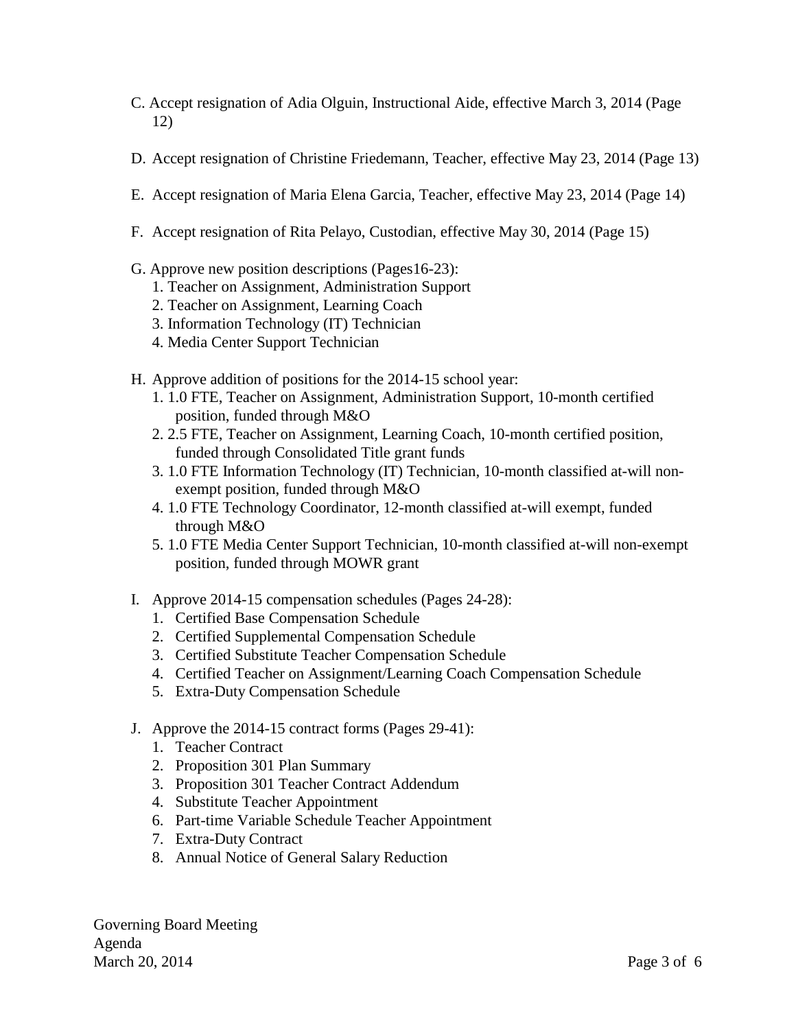C. Accept resignation of Adia Olguin, Instructional Aide, effective March 3, 2014 (Page 12)

D. Accept resignation of Christine Friedemann, Teacher, effective May 23, 2014 (Page 13)

E. Accept resignation of Maria Elena Garcia, Teacher, effective May 23, 2014 (Page 14)

F. Accept resignation of Rita Pelayo, Custodian, effective May 30, 2014 (Page 15)

G. Approve new position descriptions (Pages16-23):
   1. Teacher on Assignment, Administration Support
   2. Teacher on Assignment, Learning Coach
   3. Information Technology (IT) Technician
   4. Media Center Support Technician

H. Approve addition of positions for the 2014-15 school year:
   1. 1.0 FTE, Teacher on Assignment, Administration Support, 10-month certified position, funded through M&O
   2. 2.5 FTE, Teacher on Assignment, Learning Coach, 10-month certified position, funded through Consolidated Title grant funds
   3. 1.0 FTE Information Technology (IT) Technician, 10-month classified at-will non-exempt position, funded through M&O
   4. 1.0 FTE Technology Coordinator, 12-month classified at-will exempt, funded through M&O
   5. 1.0 FTE Media Center Support Technician, 10-month classified at-will non-exempt position, funded through MOWR grant

I. Approve 2014-15 compensation schedules (Pages 24-28):
   1. Certified Base Compensation Schedule
   2. Certified Supplemental Compensation Schedule
   3. Certified Substitute Teacher Compensation Schedule
   4. Certified Teacher on Assignment/Learning Coach Compensation Schedule
   5. Extra-Duty Compensation Schedule

J. Approve the 2014-15 contract forms (Pages 29-41):
   1. Teacher Contract
   2. Proposition 301 Plan Summary
   3. Proposition 301 Teacher Contract Addendum
   4. Substitute Teacher Appointment
   6. Part-time Variable Schedule Teacher Appointment
   7. Extra-Duty Contract
   8. Annual Notice of General Salary Reduction

Governing Board Meeting
Agenda
March 20, 2014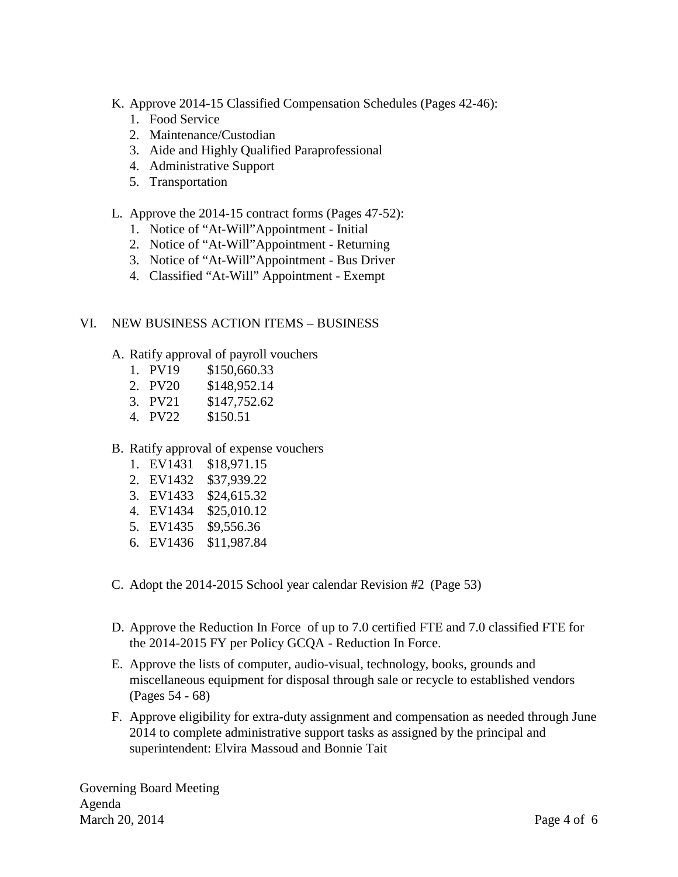K. Approve 2014-15 Classified Compensation Schedules (Pages 42-46):
   1. Food Service
   2. Maintenance/Custodian
   3. Aide and Highly Qualified Paraprofessional
   4. Administrative Support
   5. Transportation

L. Approve the 2014-15 contract forms (Pages 47-52):
   1. Notice of “At-Will”Appointment - Initial
   2. Notice of “At-Will”Appointment - Returning
   3. Notice of “At-Will”Appointment - Bus Driver
   4. Classified “At-Will” Appointment - Exempt

## VI. NEW BUSINESS ACTION ITEMS – BUSINESS

A. Ratify approval of payroll vouchers
   1. PV19 $150,660.33
   2. PV20 $148,952.14
   3. PV21 $147,752.62
   4. PV22 $150.51

B. Ratify approval of expense vouchers
   1. EV1431 $18,971.15
   2. EV1432 $37,939.22
   3. EV1433 $24,615.32
   4. EV1434 $25,010.12
   5. EV1435 $9,556.36
   6. EV1436 $11,987.84

C. Adopt the 2014-2015 School year calendar Revision #2 (Page 53)

D. Approve the Reduction In Force of up to 7.0 certified FTE and 7.0 classified FTE for the 2014-2015 FY per Policy GCQA - Reduction In Force.

E. Approve the lists of computer, audio-visual, technology, books, grounds and miscellaneous equipment for disposal through sale or recycle to established vendors (Pages 54 - 68)

F. Approve eligibility for extra-duty assignment and compensation as needed through June 2014 to complete administrative support tasks as assigned by the principal and superintendent: Elvira Massoud and Bonnie Tait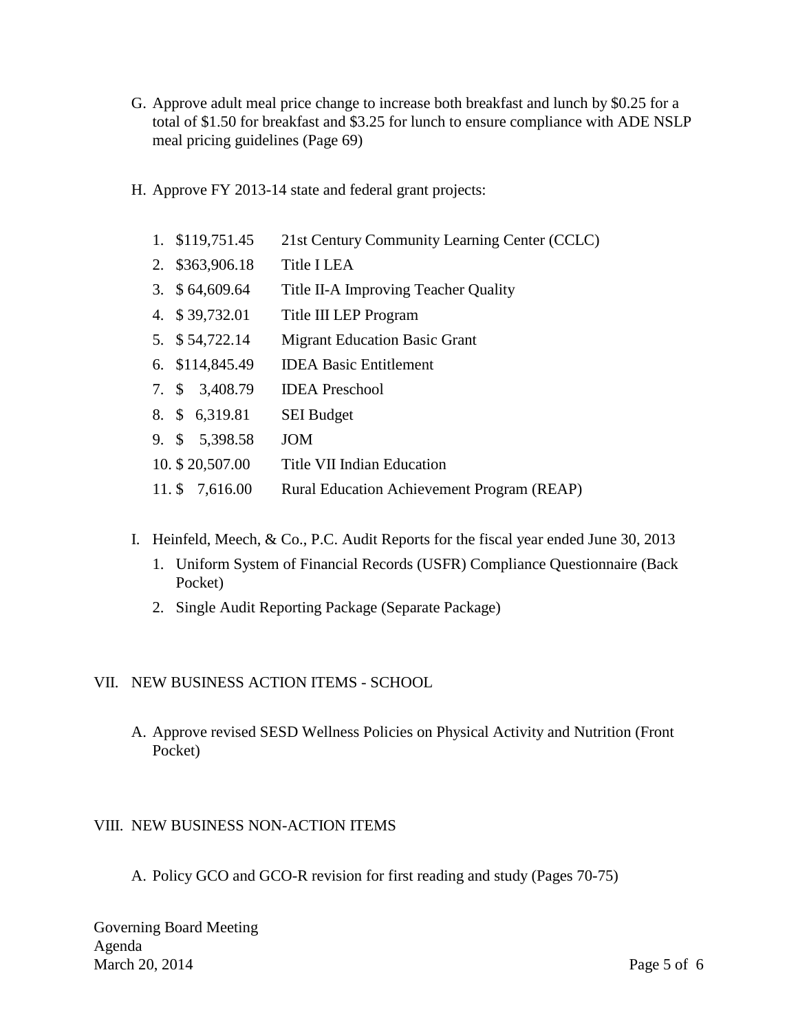G. Approve adult meal price change to increase both breakfast and lunch by $0.25 for a total of $1.50 for breakfast and $3.25 for lunch to ensure compliance with ADE NSLP meal pricing guidelines (Page 69)

H. Approve FY 2013-14 state and federal grant projects:

1. $119,751.45 — 21st Century Community Learning Center (CCLC)
2. $363,906.18 — Title I LEA
3. $ 64,609.64 — Title II-A Improving Teacher Quality
4. $ 39,732.01 — Title III LEP Program
5. $ 54,722.14 — Migrant Education Basic Grant
6. $114,845.49 — IDEA Basic Entitlement
7. $ 3,408.79 — IDEA Preschool
8. $ 6,319.81 — SEI Budget
9. $ 5,398.58 — JOM
10. $ 20,507.00 — Title VII Indian Education
11. $ 7,616.00 — Rural Education Achievement Program (REAP)

I. Heinfeld, Meech, & Co., P.C. Audit Reports for the fiscal year ended June 30, 2013

1. Uniform System of Financial Records (USFR) Compliance Questionnaire (Back Pocket)
2. Single Audit Reporting Package (Separate Package)

## VII. NEW BUSINESS ACTION ITEMS - SCHOOL

A. Approve revised SESD Wellness Policies on Physical Activity and Nutrition (Front Pocket)

## VIII. NEW BUSINESS NON-ACTION ITEMS

A. Policy GCO and GCO-R revision for first reading and study (Pages 70-75)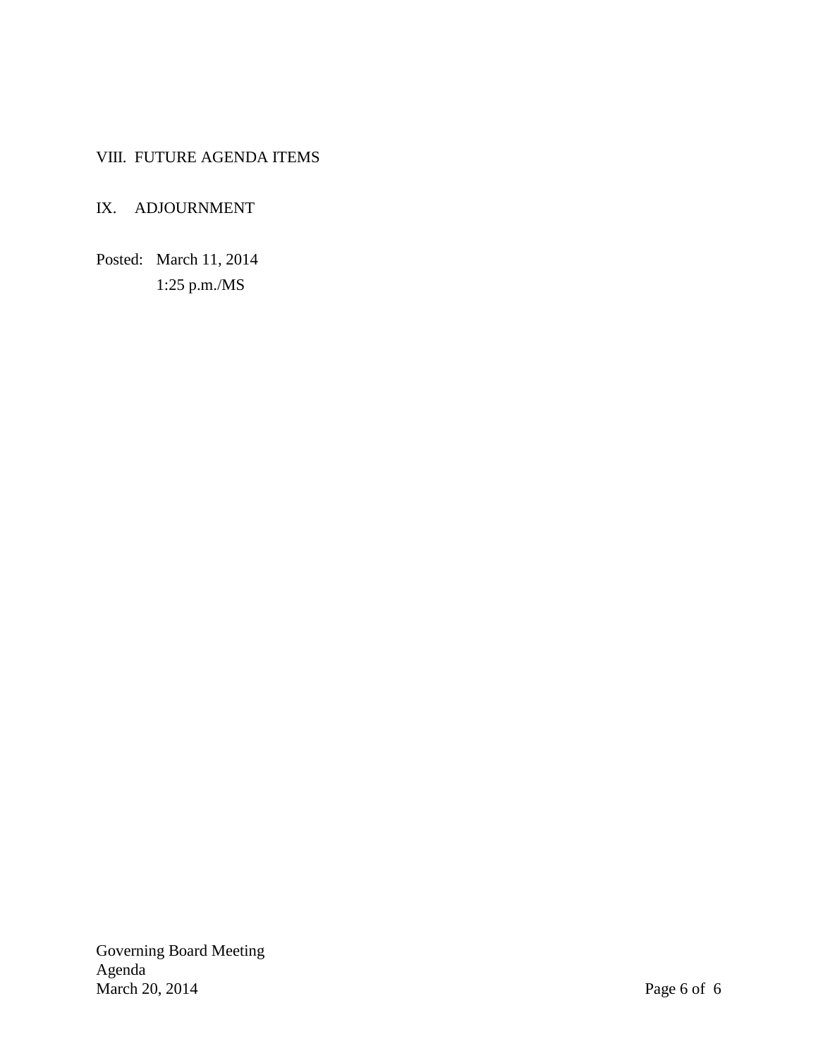## VIII. FUTURE AGENDA ITEMS

## IX. ADJOURNMENT

Posted: March 11, 2014
1:25 p.m./MS